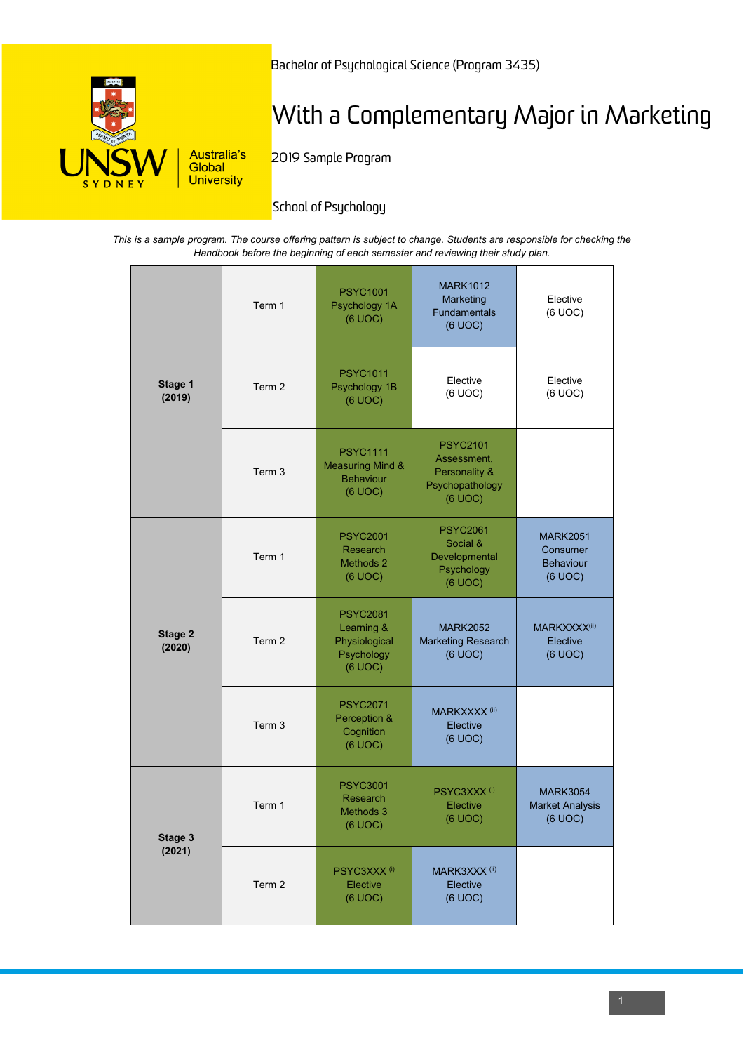Bachelor of Psychological Science (Program 3435)

# With a Complementary Major in Marketing

2019 Sample Program

School of Psychology

*This is a sample program. The course offering pattern is subject to change. Students are responsible for checking the Handbook before the beginning of each semester and reviewing their study plan.*

| Stage | Term | | | |
|---|---|---|---|---|
| **Stage 1 (2019)** | Term 1 | PSYC1001 Psychology 1A (6 UOC) | MARK1012 Marketing Fundamentals (6 UOC) | Elective (6 UOC) |
| | Term 2 | PSYC1011 Psychology 1B (6 UOC) | Elective (6 UOC) | Elective (6 UOC) |
| | Term 3 | PSYC1111 Measuring Mind & Behaviour (6 UOC) | PSYC2101 Assessment, Personality & Psychopathology (6 UOC) | |
| **Stage 2 (2020)** | Term 1 | PSYC2001 Research Methods 2 (6 UOC) | PSYC2061 Social & Developmental Psychology (6 UOC) | MARK2051 Consumer Behaviour (6 UOC) |
| | Term 2 | PSYC2081 Learning & Physiological Psychology (6 UOC) | MARK2052 Marketing Research (6 UOC) | MARKXXXX[ii] Elective (6 UOC) |
| | Term 3 | PSYC2071 Perception & Cognition (6 UOC) | MARKXXXX [ii] Elective (6 UOC) | |
| **Stage 3 (2021)** | Term 1 | PSYC3001 Research Methods 3 (6 UOC) | PSYC3XXX [i] Elective (6 UOC) | MARK3054 Market Analysis (6 UOC) |
| | Term 2 | PSYC3XXX [i] Elective (6 UOC) | MARK3XXX [ii] Elective (6 UOC) | |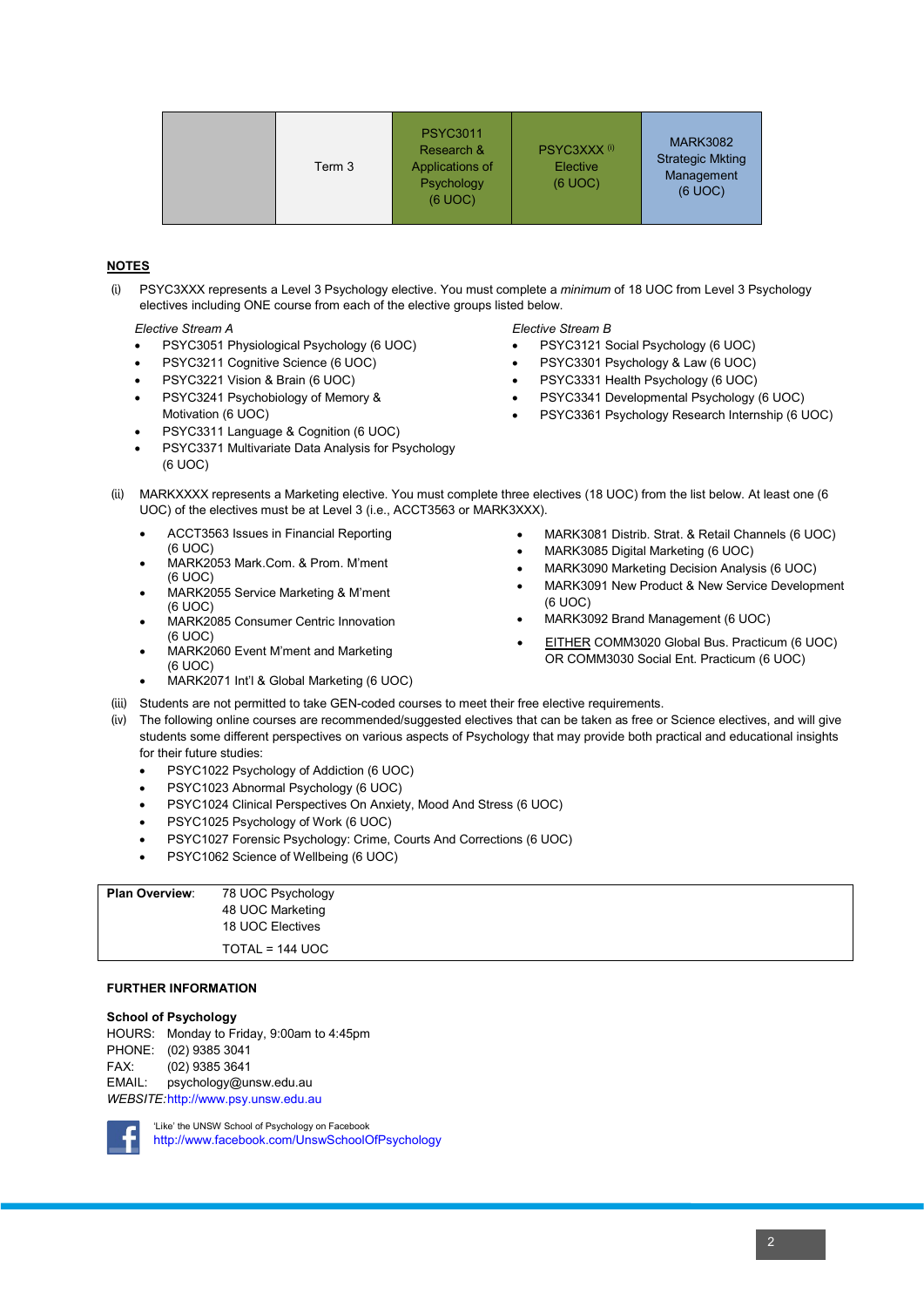| | | | | |
|---|---|---|---|---|
| | Term 3 | PSYC3011 Research & Applications of Psychology (6 UOC) | PSYC3XXX [(i)] Elective (6 UOC) | MARK3082 Strategic Mkting Management (6 UOC) |

## NOTES

(i) PSYC3XXX represents a Level 3 Psychology elective. You must complete a *minimum* of 18 UOC from Level 3 Psychology electives including ONE course from each of the elective groups listed below.

*Elective Stream A*

- PSYC3051 Physiological Psychology (6 UOC)
- PSYC3211 Cognitive Science (6 UOC)
- PSYC3221 Vision & Brain (6 UOC)
- PSYC3241 Psychobiology of Memory & Motivation (6 UOC)
- PSYC3311 Language & Cognition (6 UOC)
- PSYC3371 Multivariate Data Analysis for Psychology (6 UOC)

*Elective Stream B*

- PSYC3121 Social Psychology (6 UOC)
- PSYC3301 Psychology & Law (6 UOC)
- PSYC3331 Health Psychology (6 UOC)
- PSYC3341 Developmental Psychology (6 UOC)
- PSYC3361 Psychology Research Internship (6 UOC)

(ii) MARKXXXX represents a Marketing elective. You must complete three electives (18 UOC) from the list below. At least one (6 UOC) of the electives must be at Level 3 (i.e., ACCT3563 or MARK3XXX).

- ACCT3563 Issues in Financial Reporting (6 UOC)
- MARK2053 Mark.Com. & Prom. M'ment (6 UOC)
- MARK2055 Service Marketing & M'ment (6 UOC)
- MARK2085 Consumer Centric Innovation (6 UOC)
- MARK2060 Event M'ment and Marketing (6 UOC)
- MARK2071 Int'l & Global Marketing (6 UOC)
- MARK3081 Distrib. Strat. & Retail Channels (6 UOC)
- MARK3085 Digital Marketing (6 UOC)
- MARK3090 Marketing Decision Analysis (6 UOC)
- MARK3091 New Product & New Service Development (6 UOC)
- MARK3092 Brand Management (6 UOC)
- EITHER COMM3020 Global Bus. Practicum (6 UOC) OR COMM3030 Social Ent. Practicum (6 UOC)

(iii) Students are not permitted to take GEN-coded courses to meet their free elective requirements.

(iv) The following online courses are recommended/suggested electives that can be taken as free or Science electives, and will give students some different perspectives on various aspects of Psychology that may provide both practical and educational insights for their future studies:

- PSYC1022 Psychology of Addiction (6 UOC)
- PSYC1023 Abnormal Psychology (6 UOC)
- PSYC1024 Clinical Perspectives On Anxiety, Mood And Stress (6 UOC)
- PSYC1025 Psychology of Work (6 UOC)
- PSYC1027 Forensic Psychology: Crime, Courts And Corrections (6 UOC)
- PSYC1062 Science of Wellbeing (6 UOC)

**Plan Overview**: 78 UOC Psychology
48 UOC Marketing
18 UOC Electives
TOTAL = 144 UOC

### FURTHER INFORMATION

**School of Psychology**

HOURS: Monday to Friday, 9:00am to 4:45pm
PHONE: (02) 9385 3041
FAX: (02) 9385 3641
EMAIL: psychology@unsw.edu.au
*WEBSITE:* http://www.psy.unsw.edu.au

'Like' the UNSW School of Psychology on Facebook
http://www.facebook.com/UnswSchoolOfPsychology